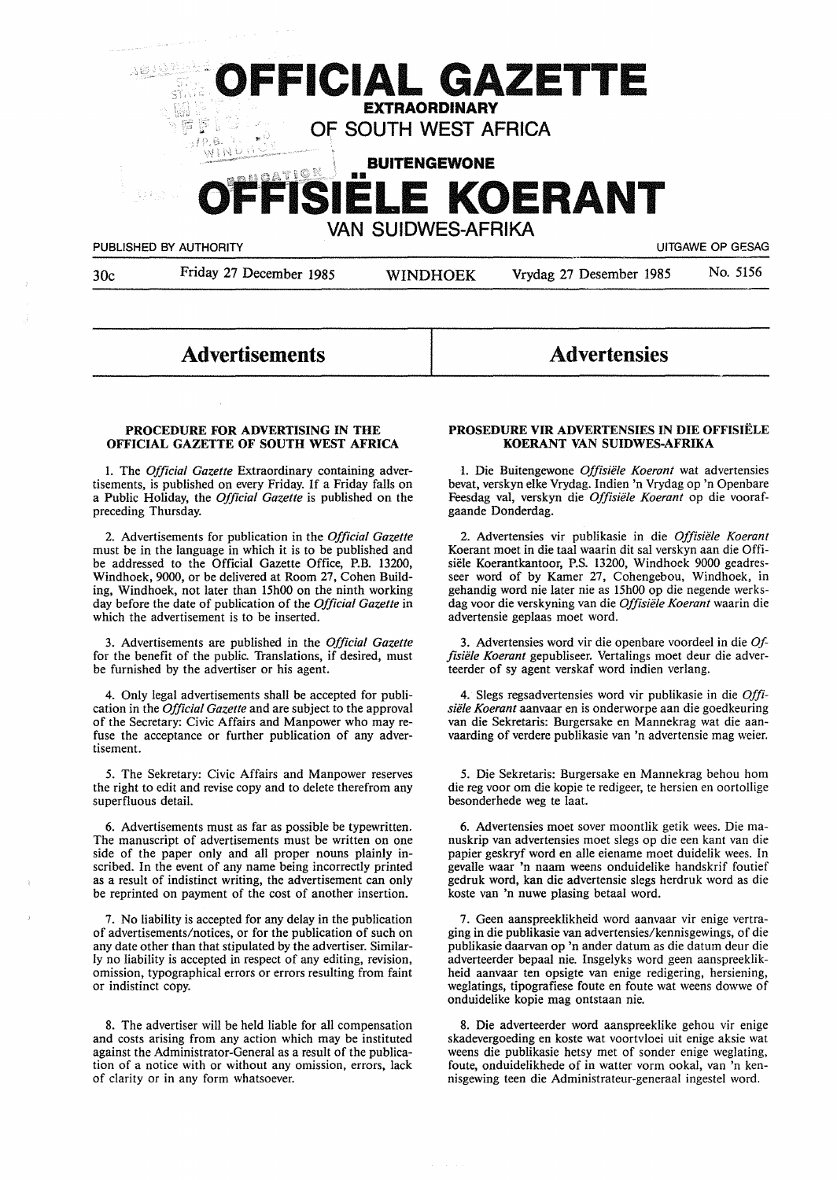# OFFICIAL GAZETTE

**EXTRAORDINARY**

**OF SOUTH WEST AFRICA**

**BUITENGEWONE**

# OFFISIËLE KOERANT

**VAN SUIDWES-AFRIKA**

PUBLISHED BY AUTHORITY — UITGAWE OP GESAG

30c — Friday 27 December 1985 — WINDHOEK — Vrydag 27 Desember 1985 — No. 5156

## Advertisements

### PROCEDURE FOR ADVERTISING IN THE OFFICIAL GAZETTE OF SOUTH WEST AFRICA

1. The *Official Gazette* Extraordinary containing advertisements, is published on every Friday. If a Friday falls on a Public Holiday, the *Official Gazette* is published on the preceding Thursday.

2. Advertisements for publication in the *Official Gazette* must be in the language in which it is to be published and be addressed to the Official Gazette Office, P.B. 13200, Windhoek, 9000, or be delivered at Room 27, Cohen Building, Windhoek, not later than 15h00 on the ninth working day before the date of publication of the *Official Gazette* in which the advertisement is to be inserted.

3. Advertisements are published in the *Official Gazette* for the benefit of the public. Translations, if desired, must be furnished by the advertiser or his agent.

4. Only legal advertisements shall be accepted for publication in the *Official Gazette* and are subject to the approval of the Secretary: Civic Affairs and Manpower who may refuse the acceptance or further publication of any advertisement.

5. The Sekretary: Civic Affairs and Manpower reserves the right to edit and revise copy and to delete therefrom any superfluous detail.

6. Advertisements must as far as possible be typewritten. The manuscript of advertisements must be written on one side of the paper only and all proper nouns plainly inscribed. In the event of any name being incorrectly printed as a result of indistinct writing, the advertisement can only be reprinted on payment of the cost of another insertion.

7. No liability is accepted for any delay in the publication of advertisements/notices, or for the publication of such on any date other than that stipulated by the advertiser. Similarly no liability is accepted in respect of any editing, revision, omission, typographical errors or errors resulting from faint or indistinct copy.

8. The advertiser will be held liable for all compensation and costs arising from any action which may be instituted against the Administrator-General as a result of the publication of a notice with or without any omission, errors, lack of clarity or in any form whatsoever.

## Advertensies

### PROSEDURE VIR ADVERTENSIES IN DIE OFFISIËLE KOERANT VAN SUIDWES-AFRIKA

1. Die Buitengewone *Offisiële Koerant* wat advertensies bevat, verskyn elke Vrydag. Indien 'n Vrydag op 'n Openbare Feesdag val, verskyn die *Offisiële Koerant* op die voorafgaande Donderdag.

2. Advertensies vir publikasie in die *Offisiële Koerant* Koerant moet in die taal waarin dit sal verskyn aan die Offisiële Koerantkantoor, P.S. 13200, Windhoek 9000 geadresseer word of by Kamer 27, Cohengebou, Windhoek, in gehandig word nie later nie as 15h00 op die negende werksdag voor die verskyning van die *Offisiële Koerant* waarin die advertensie geplaas moet word.

3. Advertensies word vir die openbare voordeel in die *Offisiële Koerant* gepubliseer. Vertalings moet deur die adverteerder of sy agent verskaf word indien verlang.

4. Slegs regsadvertensies word vir publikasie in die *Offisiële Koerant* aanvaar en is onderworpe aan die goedkeuring van die Sekretaris: Burgersake en Mannekrag wat die aanvaarding of verdere publikasie van 'n advertensie mag weier.

5. Die Sekretaris: Burgersake en Mannekrag behou hom die reg voor om die kopie te redigeer, te hersien en oortollige besonderhede weg te laat.

6. Advertensies moet sover moontlik getik wees. Die manuskrip van advertensies moet slegs op die een kant van die papier geskryf word en alle eiename moet duidelik wees. In gevalle waar 'n naam weens onduidelike handskrif foutief gedruk word, kan die advertensie slegs herdruk word as die koste van 'n nuwe plasing betaal word.

7. Geen aanspreeklikheid word aanvaar vir enige vertraging in die publikasie van advertensies/kennisgewings, of die publikasie daarvan op 'n ander datum as die datum deur die adverteerder bepaal nie. Insgelyks word geen aanspreeklikheid aanvaar ten opsigte van enige redigering, hersiening, weglatings, tipografiese foute en foute wat weens dowwe of onduidelike kopie mag ontstaan nie.

8. Die adverteerder word aanspreeklike gehou vir enige skadevergoeding en koste wat voortvloei uit enige aksie wat weens die publikasie hetsy met of sonder enige weglating, foute, onduidelikhede of in watter vorm ookal, van 'n kennisgewing teen die Administrateur-generaal ingestel word.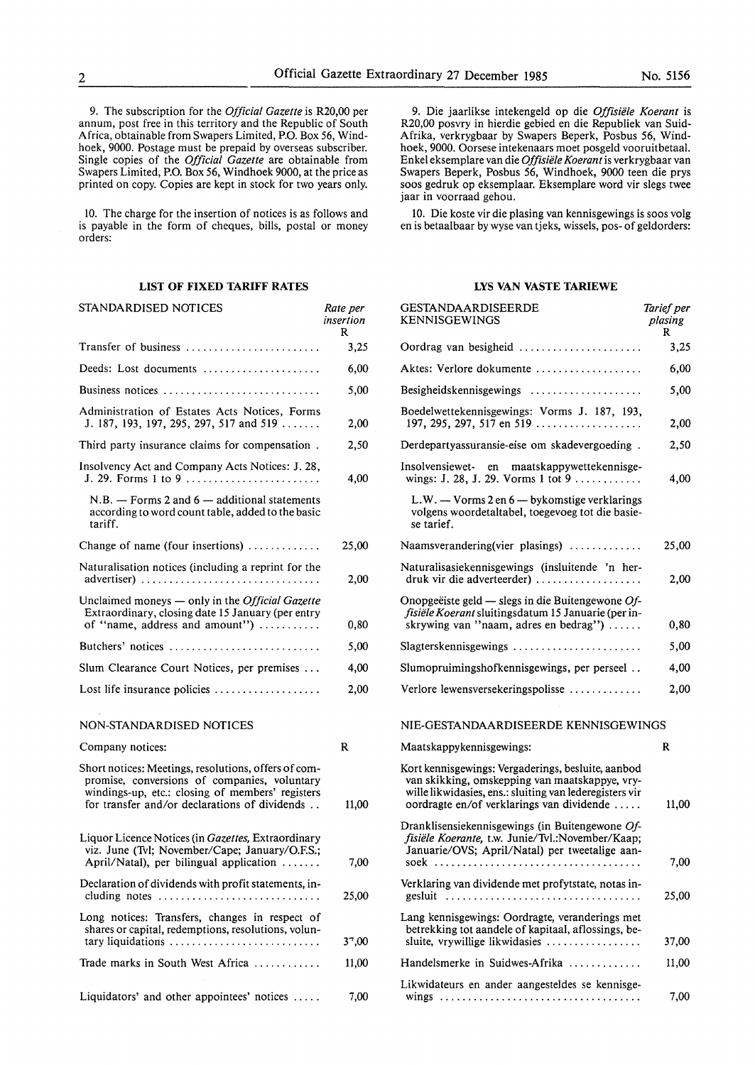9. The subscription for the *Official Gazette* is R20,00 per annum, post free in this territory and the Republic of South Africa, obtainable from Swapers Limited, P.O. Box 56, Windhoek, 9000. Postage must be prepaid by overseas subscriber. Single copies of the *Official Gazette* are obtainable from Swapers Limited, P.O. Box 56, Windhoek 9000, at the price as printed on copy. Copies are kept in stock for two years only.

10. The charge for the insertion of notices is as follows and is payable in the form of cheques, bills, postal or money orders:

### LIST OF FIXED TARIFF RATES

| STANDARDISED NOTICES | Rate per insertion R |
|---|---|
| Transfer of business | 3,25 |
| Deeds: Lost documents | 6,00 |
| Business notices | 5,00 |
| Administration of Estates Acts Notices, Forms J. 187, 193, 197, 295, 297, 517 and 519 | 2,00 |
| Third party insurance claims for compensation | 2,50 |
| Insolvency Act and Company Acts Notices: J. 28, J. 29. Forms 1 to 9 | 4,00 |
| N.B. — Forms 2 and 6 — additional statements according to word count table, added to the basic tariff. | |
| Change of name (four insertions) | 25,00 |
| Naturalisation notices (including a reprint for the advertiser) | 2,00 |
| Unclaimed moneys — only in the *Official Gazette* Extraordinary, closing date 15 January (per entry of "name, address and amount") | 0,80 |
| Butchers' notices | 5,00 |
| Slum Clearance Court Notices, per premises | 4,00 |
| Lost life insurance policies | 2,00 |

| NON-STANDARDISED NOTICES | |
|---|---|
| Company notices: | R |
| Short notices: Meetings, resolutions, offers of compromise, conversions of companies, voluntary windings-up, etc.: closing of members' registers for transfer and/or declarations of dividends | 11,00 |
| Liquor Licence Notices (in *Gazettes,* Extraordinary viz. June (Tvl; November/Cape; January/O.F.S.; April/Natal), per bilingual application | 7,00 |
| Declaration of dividends with profit statements, including notes | 25,00 |
| Long notices: Transfers, changes in respect of shares or capital, redemptions, resolutions, voluntary liquidations | 37,00 |
| Trade marks in South West Africa | 11,00 |
| Liquidators' and other appointees' notices | 7,00 |

9. Die jaarlikse intekengeld op die *Offisiële Koerant* is R20,00 posvry in hierdie gebied en die Republiek van Suid-Afrika, verkrygbaar by Swapers Beperk, Posbus 56, Windhoek, 9000. Oorsese intekenaars moet posgeld vooruitbetaal. Enkel eksemplare van die *Offisiële Koerant* is verkrygbaar van Swapers Beperk, Posbus 56, Windhoek, 9000 teen die prys soos gedruk op eksemplaar. Eksemplare word vir slegs twee jaar in voorraad gehou.

10. Die koste vir die plasing van kennisgewings is soos volg en is betaalbaar by wyse van tjeks, wissels, pos- of geldorders:

### LYS VAN VASTE TARIEWE

| GESTANDAARDISEERDE KENNISGEWINGS | Tarief per plasing R |
|---|---|
| Oordrag van besigheid | 3,25 |
| Aktes: Verlore dokumente | 6,00 |
| Besigheidskennisgewings | 5,00 |
| Boedelwettekennisgewings: Vorms J. 187, 193, 197, 295, 297, 517 en 519 | 2,00 |
| Derdepartyassuransie-eise om skadevergoeding | 2,50 |
| Insolvensiewet- en maatskappywettekennisgewings: J. 28, J. 29. Vorms 1 tot 9 | 4,00 |
| L.W. — Vorms 2 en 6 — bykomstige verklarings volgens woordetaltabel, toegevoeg tot die basiese tarief. | |
| Naamsverandering(vier plasings) | 25,00 |
| Naturalisasiekennisgewings (insluitende 'n herdruk vir die adverteerder) | 2,00 |
| Onopgeëiste geld — slegs in die Buitengewone *Offisiële Koerant* sluitingsdatum 15 Januarie (per inskrywing van "naam, adres en bedrag") | 0,80 |
| Slagterskennisgewings | 5,00 |
| Slumopruimingshofkennisgewings, per perseel | 4,00 |
| Verlore lewensversekeringspolisse | 2,00 |

| NIE-GESTANDAARDISEERDE KENNISGEWINGS | |
|---|---|
| Maatskappykennisgewings: | R |
| Kort kennisgewings: Vergaderings, besluite, aanbod van skikking, omskepping van maatskappye, vrywillelikwidasies, ens.: sluiting van lederegisters vir oordragte en/of verklarings van dividende | 11,00 |
| Dranklisensiekennisgewings (in Buitengewone *Offisiële Koerante,* t.w. Junie/Tvl.:November/Kaap; Januarie/OVS; April/Natal) per tweetalige aansoek | 7,00 |
| Verklaring van dividende met profytstate, notas ingesluit | 25,00 |
| Lang kennisgewings: Oordragte, veranderings met betrekking tot aandele of kapitaal, aflossings, besluite, vrywillige likwidasies | 37,00 |
| Handelsmerke in Suidwes-Afrika | 11,00 |
| Likwidateurs en ander aangesteldes se kennisgewings | 7,00 |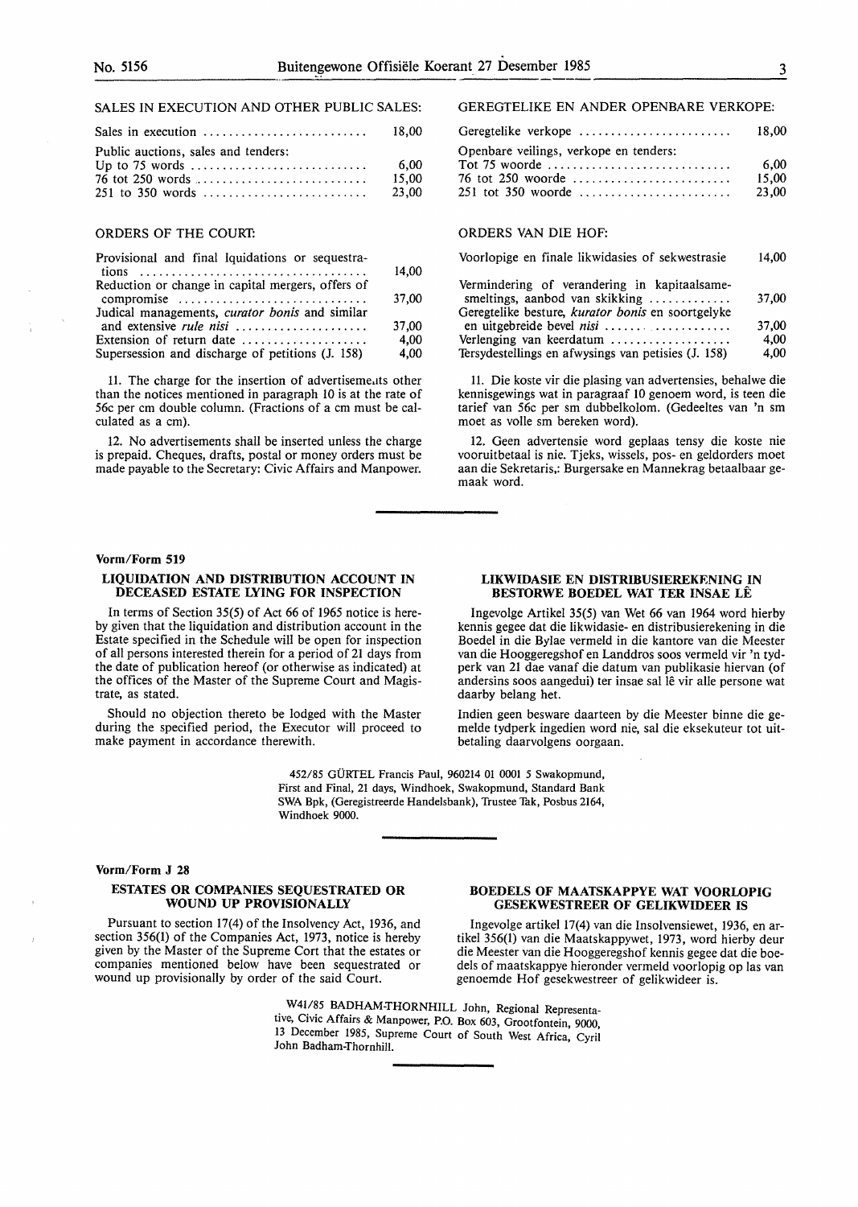SALES IN EXECUTION AND OTHER PUBLIC SALES:

| | |
|---|---|
| Sales in execution | 18,00 |
| Public auctions, sales and tenders: | |
| Up to 75 words | 6,00 |
| 76 tot 250 words | 15,00 |
| 251 to 350 words | 23,00 |

ORDERS OF THE COURT:

| | |
|---|---|
| Provisional and final lquidations or sequestrations | 14,00 |
| Reduction or change in capital mergers, offers of compromise | 37,00 |
| Judical managements, *curator bonis* and similar and extensive *rule nisi* | 37,00 |
| Extension of return date | 4,00 |
| Supersession and discharge of petitions (J. 158) | 4,00 |

11. The charge for the insertion of advertisements other than the notices mentioned in paragraph 10 is at the rate of 56c per cm double column. (Fractions of a cm must be calculated as a cm).

12. No advertisements shall be inserted unless the charge is prepaid. Cheques, drafts, postal or money orders must be made payable to the Secretary: Civic Affairs and Manpower.

GEREGTELIKE EN ANDER OPENBARE VERKOPE:

| | |
|---|---|
| Geregtelike verkope | 18,00 |
| Openbare veilings, verkope en tenders: | |
| Tot 75 woorde | 6,00 |
| 76 tot 250 woorde | 15,00 |
| 251 tot 350 woorde | 23,00 |

ORDERS VAN DIE HOF:

| | |
|---|---|
| Voorlopige en finale likwidasies of sekwestrasie | 14,00 |
| Vermindering of verandering in kapitaalsamesmeltings, aanbod van skikking | 37,00 |
| Geregtelike besture, *kurator bonis* en soortgelyke en uitgebreide bevel *nisi* | 37,00 |
| Verlenging van keerdatum | 4,00 |
| Tersydestellings en afwysings van petisies (J. 158) | 4,00 |

11. Die koste vir die plasing van advertensies, behalwe die kennisgewings wat in paragraaf 10 genoem word, is teen die tarief van 56c per sm dubbelkolom. (Gedeeltes van 'n sm moet as volle sm bereken word).

12. Geen advertensie word geplaas tensy die koste nie vooruitbetaal is nie. Tjeks, wissels, pos- en geldorders moet aan die Sekretaris,: Burgersake en Mannekrag betaalbaar gemaak word.

**Vorm/Form 519**

**LIQUIDATION AND DISTRIBUTION ACCOUNT IN DECEASED ESTATE LYING FOR INSPECTION**

In terms of Section 35(5) of Act 66 of 1965 notice is hereby given that the liquidation and distribution account in the Estate specified in the Schedule will be open for inspection of all persons interested therein for a period of 21 days from the date of publication hereof (or otherwise as indicated) at the offices of the Master of the Supreme Court and Magistrate, as stated.

Should no objection thereto be lodged with the Master during the specified period, the Executor will proceed to make payment in accordance therewith.

**LIKWIDASIE EN DISTRIBUSIEREKENING IN BESTORWE BOEDEL WAT TER INSAE LÊ**

Ingevolge Artikel 35(5) van Wet 66 van 1964 word hierby kennis gegee dat die likwidasie- en distribusierekening in die Boedel in die Bylae vermeld in die kantore van die Meester van die Hooggeregshof en Landdros soos vermeld vir 'n tydperk van 21 dae vanaf die datum van publikasie hiervan (of andersins soos aangedui) ter insae sal lê vir alle persone wat daarby belang het.

Indien geen besware daarteen by die Meester binne die gemelde tydperk ingedien word nie, sal die eksekuteur tot uitbetaling daarvolgens oorgaan.

452/85 GÜRTEL Francis Paul, 960214 01 0001 5 Swakopmund, First and Final, 21 days, Windhoek, Swakopmund, Standard Bank SWA Bpk, (Geregistreerde Handelsbank), Trustee Tak, Posbus 2164, Windhoek 9000.

**Vorm/Form J 28**

**ESTATES OR COMPANIES SEQUESTRATED OR WOUND UP PROVISIONALLY**

Pursuant to section 17(4) of the Insolvency Act, 1936, and section 356(1) of the Companies Act, 1973, notice is hereby given by the Master of the Supreme Cort that the estates or companies mentioned below have been sequestrated or wound up provisionally by order of the said Court.

**BOEDELS OF MAATSKAPPYE WAT VOORLOPIG GESEKWESTREER OF GELIKWIDEER IS**

Ingevolge artikel 17(4) van die Insolvensiewet, 1936, en artikel 356(1) van die Maatskappywet, 1973, word hierby deur die Meester van die Hooggeregshof kennis gegee dat die boedels of maatskappye hieronder vermeld voorlopig op las van genoemde Hof gesekwestreer of gelikwideer is.

W41/85 BADHAM-THORNHILL John, Regional Representative, Civic Affairs & Manpower, P.O. Box 603, Grootfontein, 9000, 13 December 1985, Supreme Court of South West Africa, Cyril John Badham-Thornhill.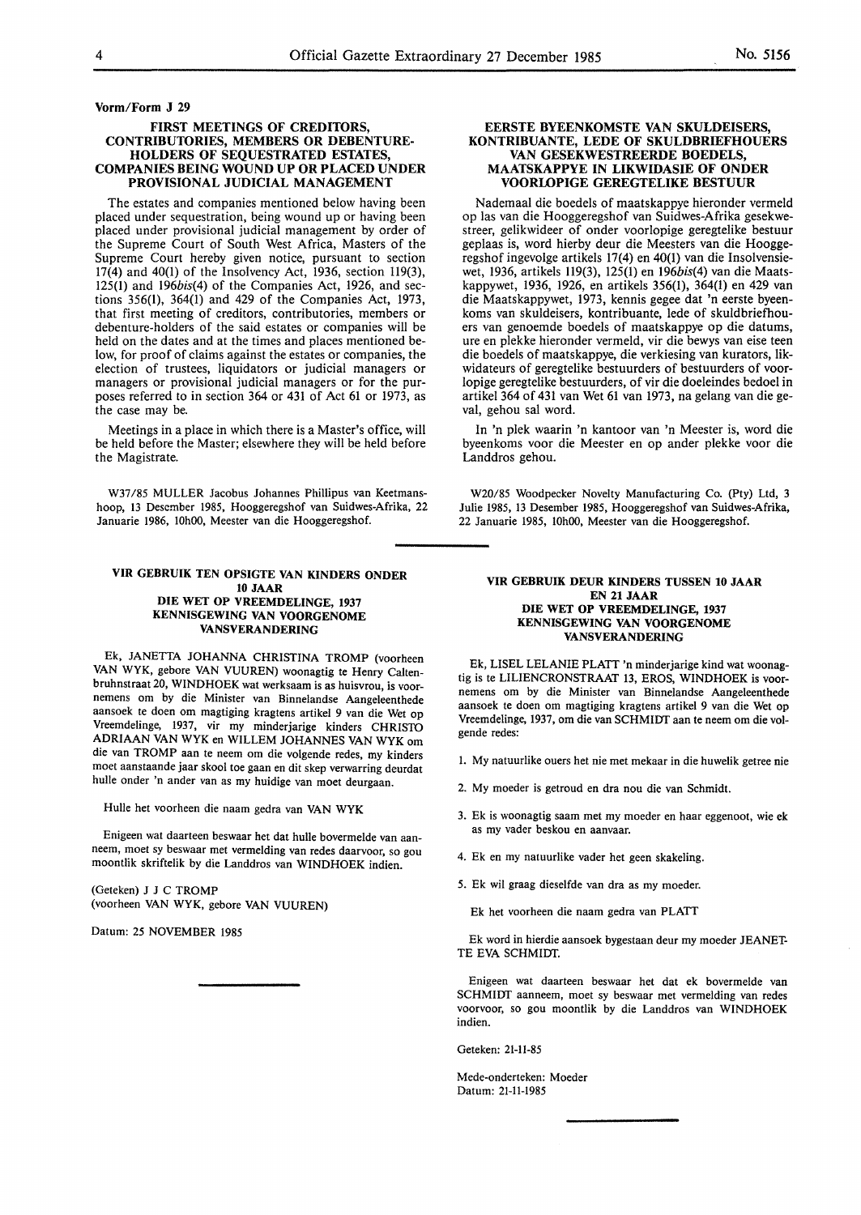Vorm/Form J 29

### FIRST MEETINGS OF CREDITORS, CONTRIBUTORIES, MEMBERS OR DEBENTURE-HOLDERS OF SEQUESTRATED ESTATES, COMPANIES BEING WOUND UP OR PLACED UNDER PROVISIONAL JUDICIAL MANAGEMENT

The estates and companies mentioned below having been placed under sequestration, being wound up or having been placed under provisional judicial management by order of the Supreme Court of South West Africa, Masters of the Supreme Court hereby given notice, pursuant to section 17(4) and 40(1) of the Insolvency Act, 1936, section 119(3), 125(1) and 196*bis*(4) of the Companies Act, 1926, and sections 356(1), 364(1) and 429 of the Companies Act, 1973, that first meeting of creditors, contributories, members or debenture-holders of the said estates or companies will be held on the dates and at the times and places mentioned below, for proof of claims against the estates or companies, the election of trustees, liquidators or judicial managers or managers or provisional judicial managers or for the purposes referred to in section 364 or 431 of Act 61 or 1973, as the case may be.

Meetings in a place in which there is a Master's office, will be held before the Master; elsewhere they will be held before the Magistrate.

W37/85 MULLER Jacobus Johannes Phillipus van Keetmanshoop, 13 December 1985, Hooggeregshof van Suidwes-Afrika, 22 Januarie 1986, 10h00, Meester van die Hooggeregshof.

### EERSTE BYEENKOMSTE VAN SKULDEISERS, KONTRIBUANTE, LEDE OF SKULDBRIEFHOUERS VAN GESEKWESTREERDE BOEDELS, MAATSKAPPYE IN LIKWIDASIE OF ONDER VOORLOPIGE GEREGTELIKE BESTUUR

Nademaal die boedels of maatskappye hieronder vermeld op las van die Hooggeregshof van Suidwes-Afrika gesekwestreer, gelikwideer of onder voorlopige geregtelike bestuur geplaas is, word hierby deur die Meesters van die Hooggeregshof ingevolge artikels 17(4) en 40(1) van die Insolvensiewet, 1936, artikels 119(3), 125(1) en 196*bis*(4) van die Maatskappywet, 1936, 1926, en artikels 356(1), 364(1) en 429 van die Maatskappywet, 1973, kennis gegee dat 'n eerste byeenkoms van skuldeisers, kontribuante, lede of skuldbriefhouers van genoemde boedels of maatskappye op die datums, ure en plekke hieronder vermeld, vir die bewys van eise teen die boedels of maatskappye, die verkiesing van kurators, likwidateurs of geregtelike bestuurders of bestuurders of voorlopige geregtelike bestuurders, of vir die doeleindes bedoel in artikel 364 of 431 van Wet 61 van 1973, na gelang van die geval, gehou sal word.

In 'n plek waarin 'n kantoor van 'n Meester is, word die byeenkoms voor die Meester en op ander plekke voor die Landdros gehou.

W20/85 Woodpecker Novelty Manufacturing Co. (Pty) Ltd, 3 Julie 1985, 13 Desember 1985, Hooggeregshof van Suidwes-Afrika, 22 Januarie 1985, 10h00, Meester van die Hooggeregshof.

---

### VIR GEBRUIK TEN OPSIGTE VAN KINDERS ONDER 10 JAAR DIE WET OP VREEMDELINGE, 1937 KENNISGEWING VAN VOORGENOME VANSVERANDERING

Ek, JANETTA JOHANNA CHRISTINA TROMP (voorheen VAN WYK, gebore VAN VUUREN) woonagtig te Henry Caltenbruhnstraat 20, WINDHOEK wat werksaam is as huisvrou, is voornemens om by die Minister van Binnelandse Aangeleenthede aansoek te doen om magtiging kragtens artikel 9 van die Wet op Vreemdelinge, 1937, vir my minderjarige kinders CHRISTO ADRIAAN VAN WYK en WILLEM JOHANNES VAN WYK om die van TROMP aan te neem om die volgende redes, my kinders moet aanstaande jaar skool toe gaan en dit skep verwarring deurdat hulle onder 'n ander van as my huidige van moet deurgaan.

Hulle het voorheen die naam gedra van VAN WYK

Enigeen wat daarteen beswaar het dat hulle bovermelde van aanneem, moet sy beswaar met vermelding van redes daarvoor, so gou moontlik skriftelik by die Landdros van WINDHOEK indien.

(Geteken) J J C TROMP
(voorheen VAN WYK, gebore VAN VUUREN)

Datum: 25 NOVEMBER 1985

---

### VIR GEBRUIK DEUR KINDERS TUSSEN 10 JAAR EN 21 JAAR DIE WET OP VREEMDELINGE, 1937 KENNISGEWING VAN VOORGENOME VANSVERANDERING

Ek, LISEL LELANIE PLATT 'n minderjarige kind wat woonagtig is te LILIENCRONSTRAAT 13, EROS, WINDHOEK is voornemens om by die Minister van Binnelandse Aangeleenthede aansoek te doen om magtiging kragtens artikel 9 van die Wet op Vreemdelinge, 1937, om die van SCHMIDT aan te neem om die volgende redes:

1. My natuurlike ouers het nie met mekaar in die huwelik getree nie
2. My moeder is getroud en dra nou die van Schmidt.
3. Ek is woonagtig saam met my moeder en haar eggenoot, wie ek as my vader beskou en aanvaar.
4. Ek en my natuurlike vader het geen skakeling.
5. Ek wil graag dieselfde van dra as my moeder.

Ek het voorheen die naam gedra van PLATT

Ek word in hierdie aansoek bygestaan deur my moeder JEANETTE EVA SCHMIDT.

Enigeen wat daarteen beswaar het dat ek bovermelde van SCHMIDT aanneem, moet sy beswaar met vermelding van redes voorvoor, so gou moontlik by die Landdros van WINDHOEK indien.

Geteken: 21-11-85

Mede-onderteken: Moeder
Datum: 21-11-1985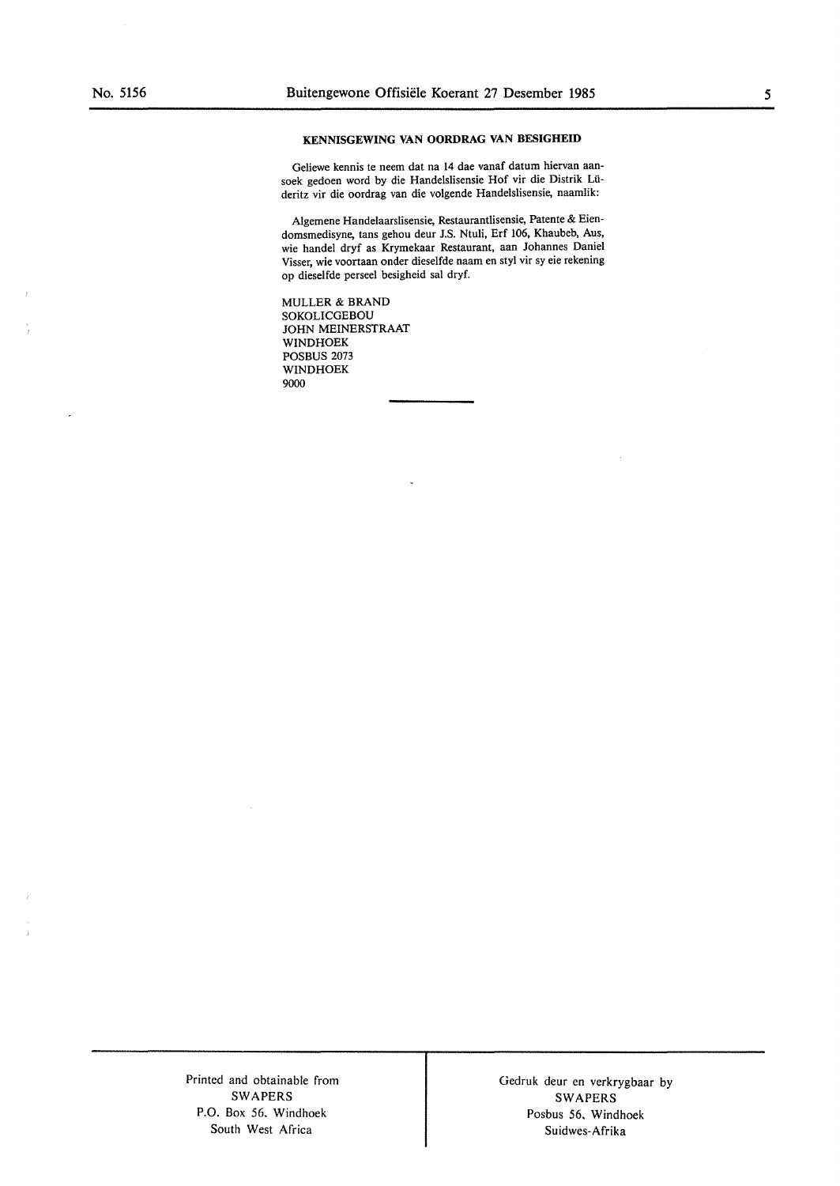## KENNISGEWING VAN OORDRAG VAN BESIGHEID

Geliewe kennis te neem dat na 14 dae vanaf datum hiervan aansoek gedoen word by die Handelslisensie Hof vir die Distrik Lüderitz vir die oordrag van die volgende Handelslisensie, naamlik:

Algemene Handelaarslisensie, Restaurantlisensie, Patente & Eiendomsmedisyne, tans gehou deur J.S. Ntuli, Erf 106, Khaubeb, Aus, wie handel dryf as Krymekaar Restaurant, aan Johannes Daniel Visser, wie voortaan onder dieselfde naam en styl vir sy eie rekening op dieselfde perseel besigheid sal dryf.

MULLER & BRAND
SOKOLICGEBOU
JOHN MEINERSTRAAT
WINDHOEK
POSBUS 2073
WINDHOEK
9000

---

Printed and obtainable from
SWAPERS
P.O. Box 56, Windhoek
South West Africa

Gedruk deur en verkrygbaar by
SWAPERS
Posbus 56, Windhoek
Suidwes-Afrika